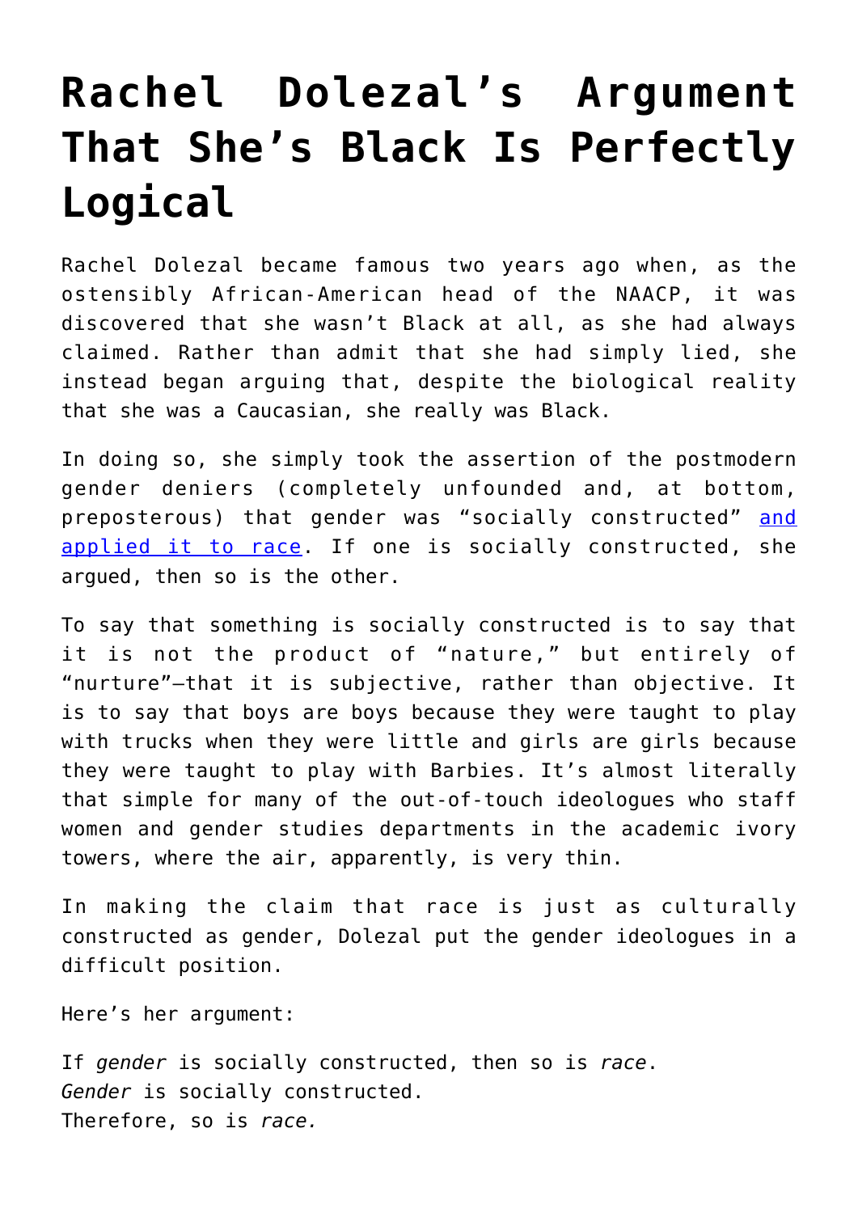# Rachel Dolezal's Argument That She's Black Is Perfectly Logical

Rachel Dolezal became famous two years ago when, as the ostensibly African-American head of the NAACP, it was discovered that she wasn't Black at all, as she had always claimed. Rather than admit that she had simply lied, she instead began arguing that, despite the biological reality that she was a Caucasian, she really was Black.

In doing so, she simply took the assertion of the postmodern gender deniers (completely unfounded and, at bottom, preposterous) that gender was "socially constructed" and applied it to race. If one is socially constructed, she argued, then so is the other.

To say that something is socially constructed is to say that it is not the product of "nature," but entirely of "nurture"—that it is subjective, rather than objective. It is to say that boys are boys because they were taught to play with trucks when they were little and girls are girls because they were taught to play with Barbies. It's almost literally that simple for many of the out-of-touch ideologues who staff women and gender studies departments in the academic ivory towers, where the air, apparently, is very thin.

In making the claim that race is just as culturally constructed as gender, Dolezal put the gender ideologues in a difficult position.

Here's her argument:

If *gender* is socially constructed, then so is *race*.
*Gender* is socially constructed.
Therefore, so is *race.*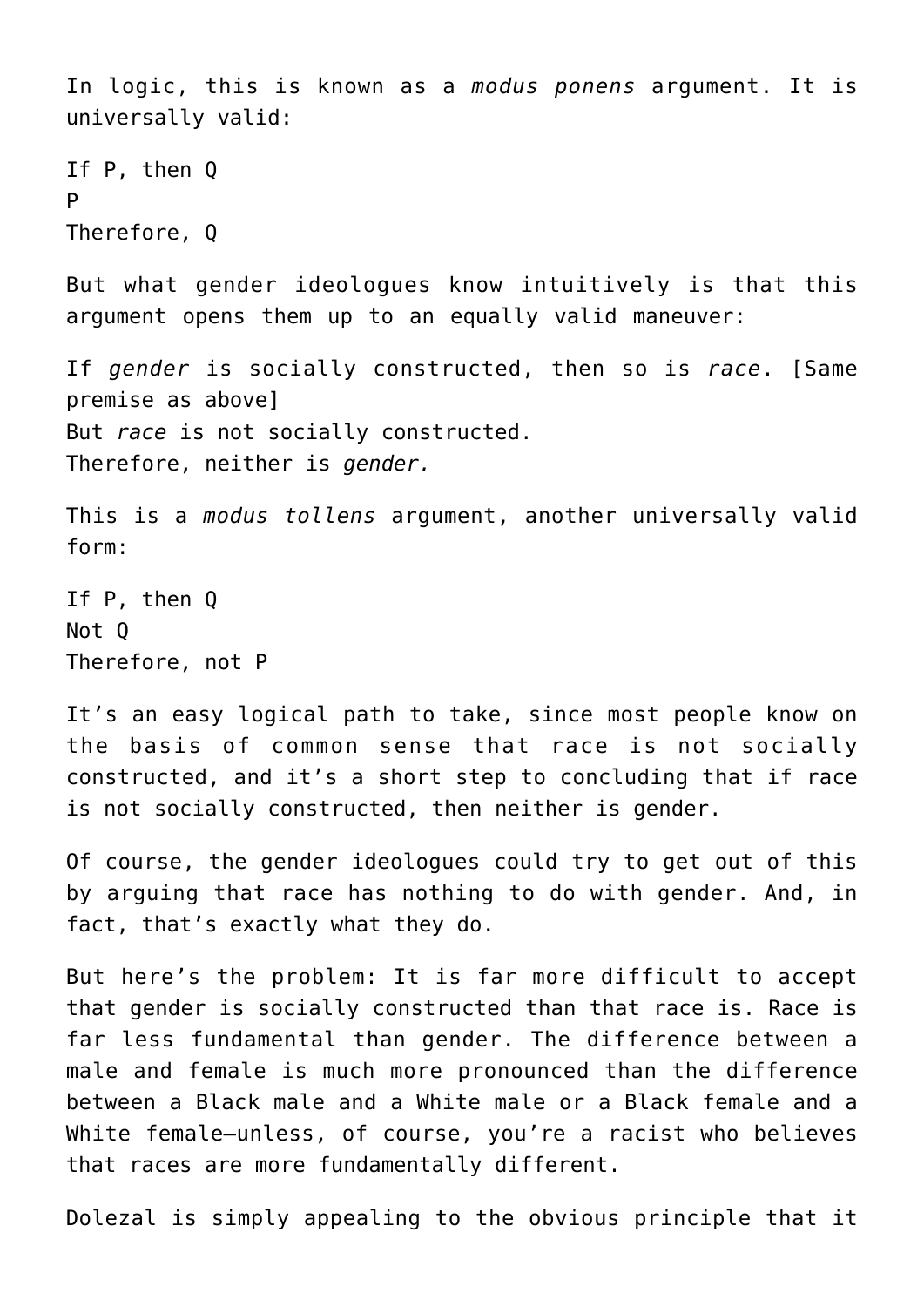In logic, this is known as a *modus ponens* argument. It is universally valid:

If P, then Q
P
Therefore, Q

But what gender ideologues know intuitively is that this argument opens them up to an equally valid maneuver:

If *gender* is socially constructed, then so is *race*. [Same premise as above]
But *race* is not socially constructed.
Therefore, neither is *gender.*

This is a *modus tollens* argument, another universally valid form:

If P, then Q
Not Q
Therefore, not P

It's an easy logical path to take, since most people know on the basis of common sense that race is not socially constructed, and it's a short step to concluding that if race is not socially constructed, then neither is gender.

Of course, the gender ideologues could try to get out of this by arguing that race has nothing to do with gender. And, in fact, that's exactly what they do.

But here's the problem: It is far more difficult to accept that gender is socially constructed than that race is. Race is far less fundamental than gender. The difference between a male and female is much more pronounced than the difference between a Black male and a White male or a Black female and a White female—unless, of course, you're a racist who believes that races are more fundamentally different.

Dolezal is simply appealing to the obvious principle that it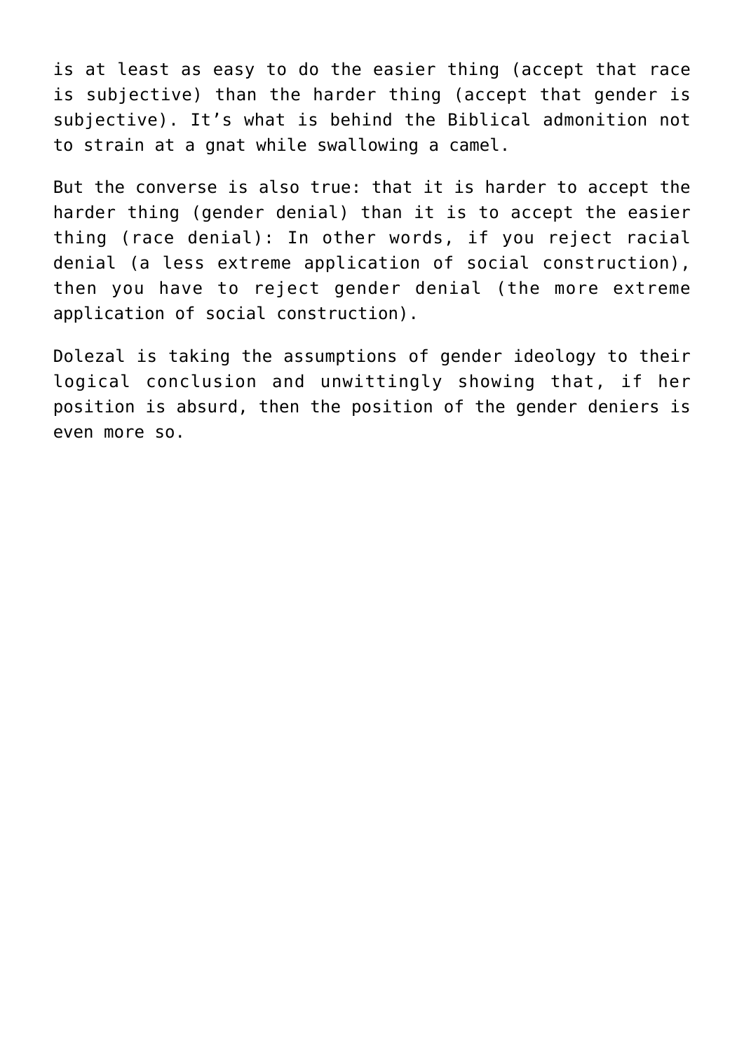is at least as easy to do the easier thing (accept that race is subjective) than the harder thing (accept that gender is subjective). It's what is behind the Biblical admonition not to strain at a gnat while swallowing a camel.

But the converse is also true: that it is harder to accept the harder thing (gender denial) than it is to accept the easier thing (race denial): In other words, if you reject racial denial (a less extreme application of social construction), then you have to reject gender denial (the more extreme application of social construction).

Dolezal is taking the assumptions of gender ideology to their logical conclusion and unwittingly showing that, if her position is absurd, then the position of the gender deniers is even more so.